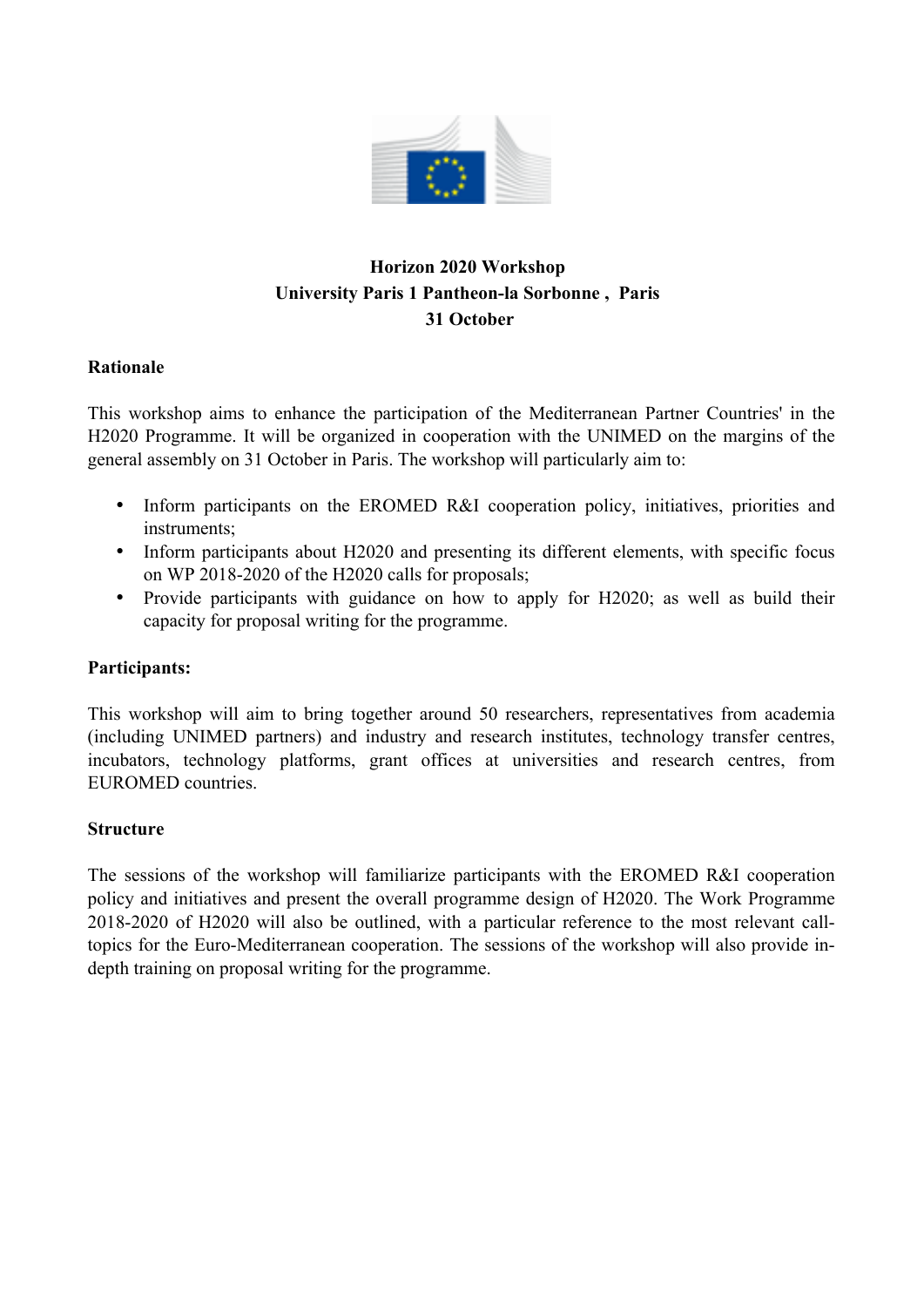**Horizon 2020 Workshop**
**University Paris 1 Pantheon-la Sorbonne , Paris**
**31 October**

## Rationale

This workshop aims to enhance the participation of the Mediterranean Partner Countries' in the H2020 Programme. It will be organized in cooperation with the UNIMED on the margins of the general assembly on 31 October in Paris. The workshop will particularly aim to:

- Inform participants on the EROMED R&I cooperation policy, initiatives, priorities and instruments;
- Inform participants about H2020 and presenting its different elements, with specific focus on WP 2018-2020 of the H2020 calls for proposals;
- Provide participants with guidance on how to apply for H2020; as well as build their capacity for proposal writing for the programme.

## Participants:

This workshop will aim to bring together around 50 researchers, representatives from academia (including UNIMED partners) and industry and research institutes, technology transfer centres, incubators, technology platforms, grant offices at universities and research centres, from EUROMED countries.

## Structure

The sessions of the workshop will familiarize participants with the EROMED R&I cooperation policy and initiatives and present the overall programme design of H2020. The Work Programme 2018-2020 of H2020 will also be outlined, with a particular reference to the most relevant call-topics for the Euro-Mediterranean cooperation. The sessions of the workshop will also provide in-depth training on proposal writing for the programme.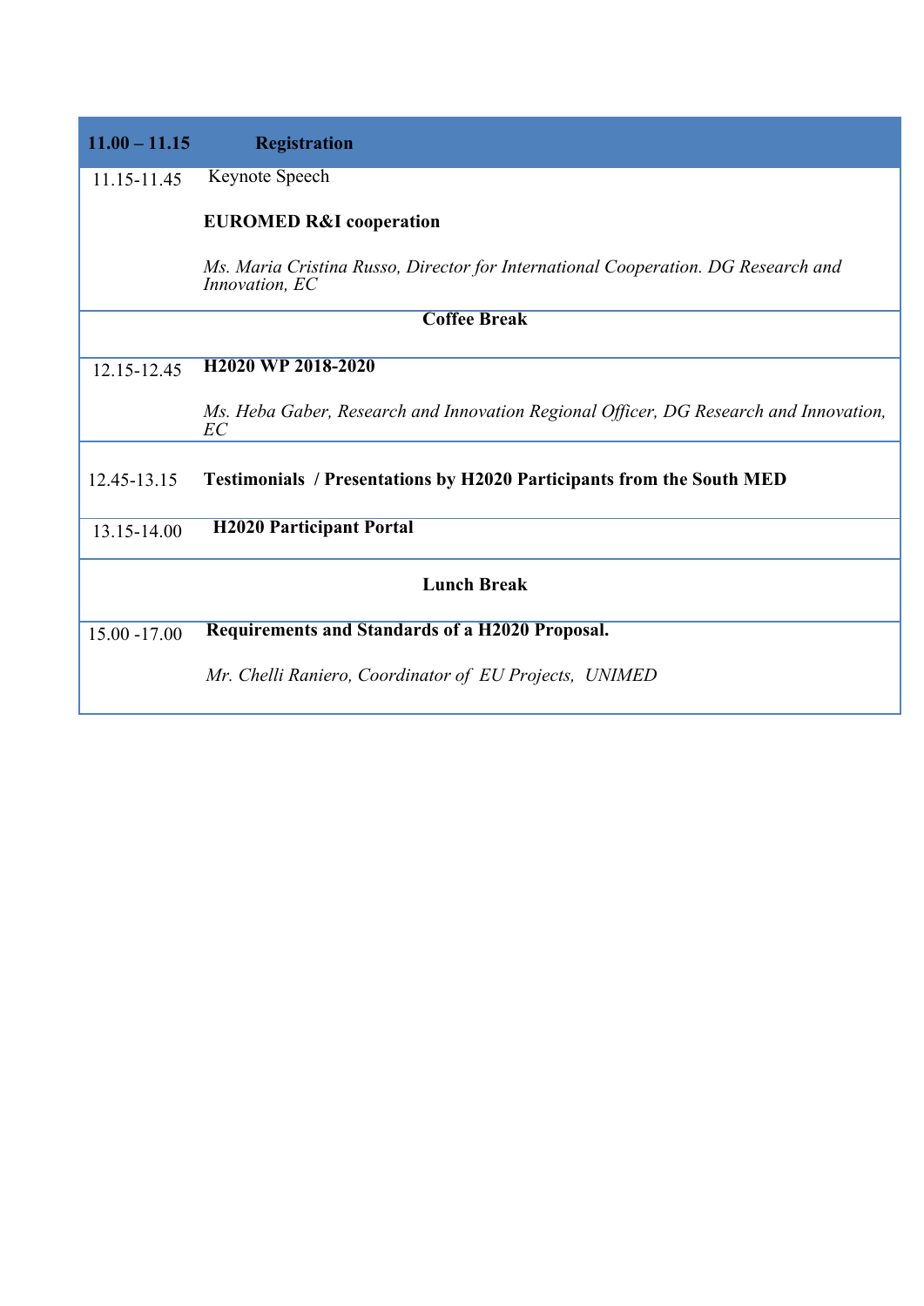| 11.00 – 11.15 | Registration |
|---|---|
| 11.15-11.45 | Keynote Speech<br><br>**EUROMED R&I cooperation**<br><br>*Ms. Maria Cristina Russo, Director for International Cooperation. DG Research and Innovation, EC* |
| | **Coffee Break** |
| 12.15-12.45 | **H2020 WP 2018-2020**<br><br>*Ms. Heba Gaber, Research and Innovation Regional Officer, DG Research and Innovation, EC* |
| 12.45-13.15 | **Testimonials / Presentations by H2020 Participants from the South MED** |
| 13.15-14.00 | **H2020 Participant Portal** |
| | **Lunch Break** |
| 15.00 -17.00 | **Requirements and Standards of a H2020 Proposal.**<br><br>*Mr. Chelli Raniero, Coordinator of EU Projects, UNIMED* |